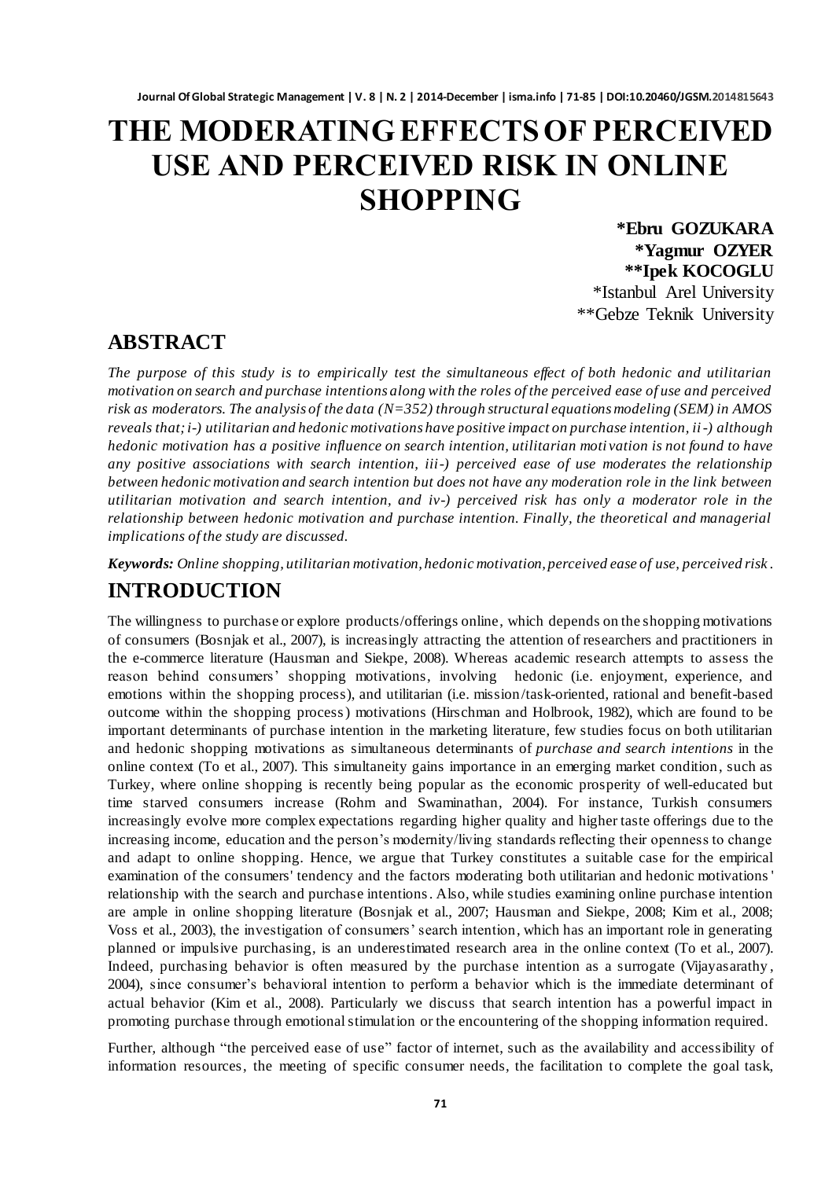# THE MODERATING EFFECTS OF PERCEIVED USE AND PERCEIVED RISK IN ONLINE SHOPPING

**\*Ebru GOZUKARA**
**\*Yagmur OZYER**
**\*\*Ipek KOCOGLU**
\*Istanbul Arel University
\*\*Gebze Teknik University

## ABSTRACT

*The purpose of this study is to empirically test the simultaneous effect of both hedonic and utilitarian motivation on search and purchase intentions along with the roles of the perceived ease of use and perceived risk as moderators. The analysis of the data (N=352) through structural equations modeling (SEM) in AMOS reveals that; i-) utilitarian and hedonic motivations have positive impact on purchase intention, ii-) although hedonic motivation has a positive influence on search intention, utilitarian motivation is not found to have any positive associations with search intention, iii-) perceived ease of use moderates the relationship between hedonic motivation and search intention but does not have any moderation role in the link between utilitarian motivation and search intention, and iv-) perceived risk has only a moderator role in the relationship between hedonic motivation and purchase intention. Finally, the theoretical and managerial implications of the study are discussed.*

***Keywords:*** *Online shopping, utilitarian motivation, hedonic motivation, perceived ease of use, perceived risk.*

## INTRODUCTION

The willingness to purchase or explore products/offerings online, which depends on the shopping motivations of consumers (Bosnjak et al., 2007), is increasingly attracting the attention of researchers and practitioners in the e-commerce literature (Hausman and Siekpe, 2008). Whereas academic research attempts to assess the reason behind consumers' shopping motivations, involving hedonic (i.e. enjoyment, experience, and emotions within the shopping process), and utilitarian (i.e. mission/task-oriented, rational and benefit-based outcome within the shopping process) motivations (Hirschman and Holbrook, 1982), which are found to be important determinants of purchase intention in the marketing literature, few studies focus on both utilitarian and hedonic shopping motivations as simultaneous determinants of *purchase and search intentions* in the online context (To et al., 2007). This simultaneity gains importance in an emerging market condition, such as Turkey, where online shopping is recently being popular as the economic prosperity of well-educated but time starved consumers increase (Rohm and Swaminathan, 2004). For instance, Turkish consumers increasingly evolve more complex expectations regarding higher quality and higher taste offerings due to the increasing income, education and the person's modernity/living standards reflecting their openness to change and adapt to online shopping. Hence, we argue that Turkey constitutes a suitable case for the empirical examination of the consumers' tendency and the factors moderating both utilitarian and hedonic motivations' relationship with the search and purchase intentions. Also, while studies examining online purchase intention are ample in online shopping literature (Bosnjak et al., 2007; Hausman and Siekpe, 2008; Kim et al., 2008; Voss et al., 2003), the investigation of consumers' search intention, which has an important role in generating planned or impulsive purchasing, is an underestimated research area in the online context (To et al., 2007). Indeed, purchasing behavior is often measured by the purchase intention as a surrogate (Vijayasarathy, 2004), since consumer's behavioral intention to perform a behavior which is the immediate determinant of actual behavior (Kim et al., 2008). Particularly we discuss that search intention has a powerful impact in promoting purchase through emotional stimulation or the encountering of the shopping information required.

Further, although "the perceived ease of use" factor of internet, such as the availability and accessibility of information resources, the meeting of specific consumer needs, the facilitation to complete the goal task,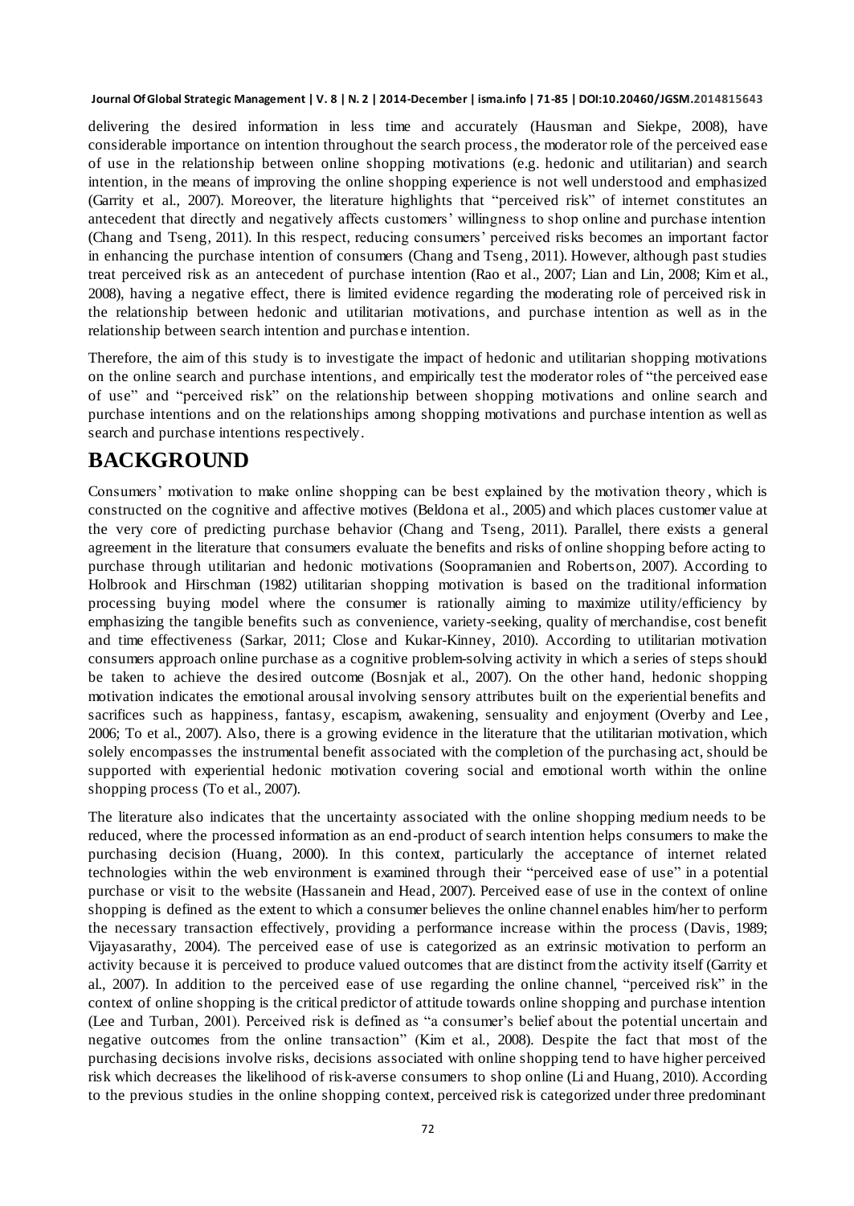delivering the desired information in less time and accurately (Hausman and Siekpe, 2008), have considerable importance on intention throughout the search process, the moderator role of the perceived ease of use in the relationship between online shopping motivations (e.g. hedonic and utilitarian) and search intention, in the means of improving the online shopping experience is not well understood and emphasized (Garrity et al., 2007). Moreover, the literature highlights that "perceived risk" of internet constitutes an antecedent that directly and negatively affects customers' willingness to shop online and purchase intention (Chang and Tseng, 2011). In this respect, reducing consumers' perceived risks becomes an important factor in enhancing the purchase intention of consumers (Chang and Tseng, 2011). However, although past studies treat perceived risk as an antecedent of purchase intention (Rao et al., 2007; Lian and Lin, 2008; Kim et al., 2008), having a negative effect, there is limited evidence regarding the moderating role of perceived risk in the relationship between hedonic and utilitarian motivations, and purchase intention as well as in the relationship between search intention and purchase intention.

Therefore, the aim of this study is to investigate the impact of hedonic and utilitarian shopping motivations on the online search and purchase intentions, and empirically test the moderator roles of "the perceived ease of use" and "perceived risk" on the relationship between shopping motivations and online search and purchase intentions and on the relationships among shopping motivations and purchase intention as well as search and purchase intentions respectively.

# BACKGROUND

Consumers' motivation to make online shopping can be best explained by the motivation theory, which is constructed on the cognitive and affective motives (Beldona et al., 2005) and which places customer value at the very core of predicting purchase behavior (Chang and Tseng, 2011). Parallel, there exists a general agreement in the literature that consumers evaluate the benefits and risks of online shopping before acting to purchase through utilitarian and hedonic motivations (Soopramanien and Robertson, 2007). According to Holbrook and Hirschman (1982) utilitarian shopping motivation is based on the traditional information processing buying model where the consumer is rationally aiming to maximize utility/efficiency by emphasizing the tangible benefits such as convenience, variety-seeking, quality of merchandise, cost benefit and time effectiveness (Sarkar, 2011; Close and Kukar-Kinney, 2010). According to utilitarian motivation consumers approach online purchase as a cognitive problem-solving activity in which a series of steps should be taken to achieve the desired outcome (Bosnjak et al., 2007). On the other hand, hedonic shopping motivation indicates the emotional arousal involving sensory attributes built on the experiential benefits and sacrifices such as happiness, fantasy, escapism, awakening, sensuality and enjoyment (Overby and Lee, 2006; To et al., 2007). Also, there is a growing evidence in the literature that the utilitarian motivation, which solely encompasses the instrumental benefit associated with the completion of the purchasing act, should be supported with experiential hedonic motivation covering social and emotional worth within the online shopping process (To et al., 2007).

The literature also indicates that the uncertainty associated with the online shopping medium needs to be reduced, where the processed information as an end-product of search intention helps consumers to make the purchasing decision (Huang, 2000). In this context, particularly the acceptance of internet related technologies within the web environment is examined through their "perceived ease of use" in a potential purchase or visit to the website (Hassanein and Head, 2007). Perceived ease of use in the context of online shopping is defined as the extent to which a consumer believes the online channel enables him/her to perform the necessary transaction effectively, providing a performance increase within the process (Davis, 1989; Vijayasarathy, 2004). The perceived ease of use is categorized as an extrinsic motivation to perform an activity because it is perceived to produce valued outcomes that are distinct from the activity itself (Garrity et al., 2007). In addition to the perceived ease of use regarding the online channel, "perceived risk" in the context of online shopping is the critical predictor of attitude towards online shopping and purchase intention (Lee and Turban, 2001). Perceived risk is defined as "a consumer's belief about the potential uncertain and negative outcomes from the online transaction" (Kim et al., 2008). Despite the fact that most of the purchasing decisions involve risks, decisions associated with online shopping tend to have higher perceived risk which decreases the likelihood of risk-averse consumers to shop online (Li and Huang, 2010). According to the previous studies in the online shopping context, perceived risk is categorized under three predominant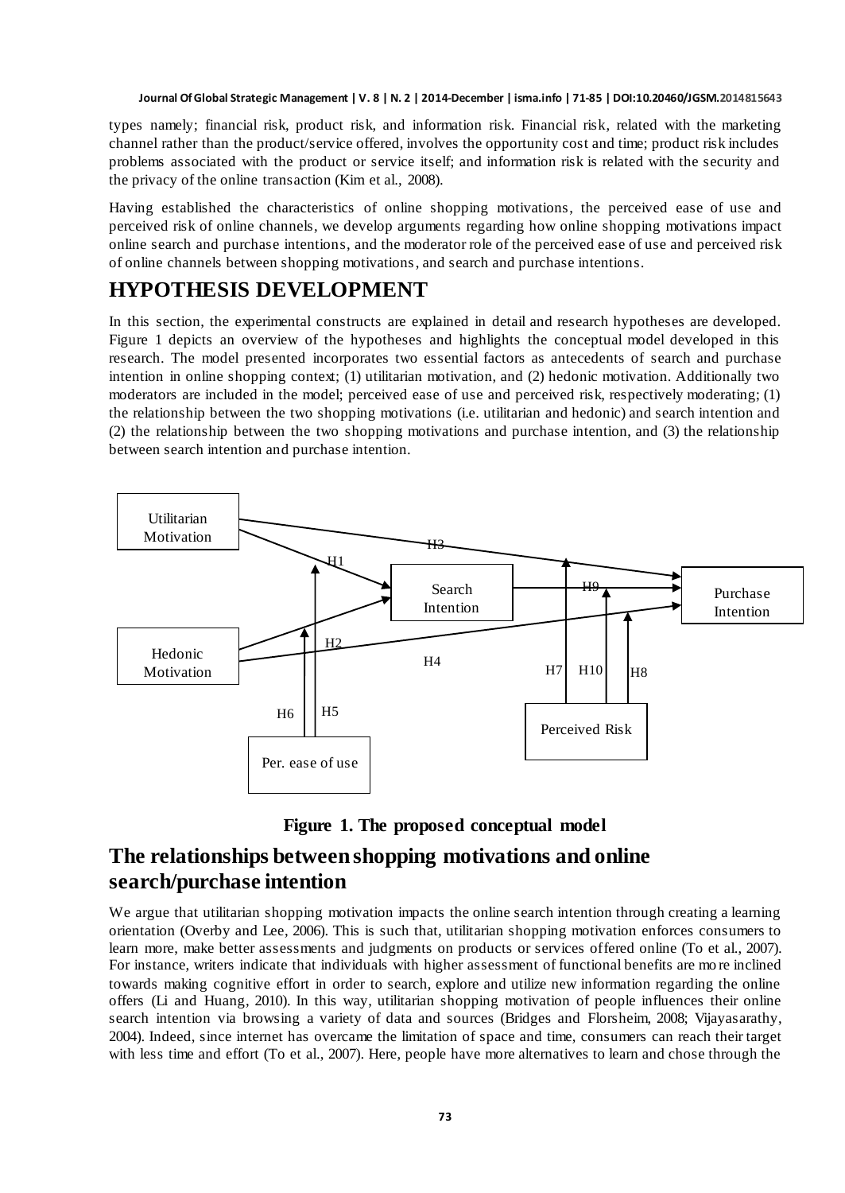types namely; financial risk, product risk, and information risk. Financial risk, related with the marketing channel rather than the product/service offered, involves the opportunity cost and time; product risk includes problems associated with the product or service itself; and information risk is related with the security and the privacy of the online transaction (Kim et al., 2008).

Having established the characteristics of online shopping motivations, the perceived ease of use and perceived risk of online channels, we develop arguments regarding how online shopping motivations impact online search and purchase intentions, and the moderator role of the perceived ease of use and perceived risk of online channels between shopping motivations, and search and purchase intentions.

# HYPOTHESIS DEVELOPMENT

In this section, the experimental constructs are explained in detail and research hypotheses are developed. Figure 1 depicts an overview of the hypotheses and highlights the conceptual model developed in this research. The model presented incorporates two essential factors as antecedents of search and purchase intention in online shopping context; (1) utilitarian motivation, and (2) hedonic motivation. Additionally two moderators are included in the model; perceived ease of use and perceived risk, respectively moderating; (1) the relationship between the two shopping motivations (i.e. utilitarian and hedonic) and search intention and (2) the relationship between the two shopping motivations and purchase intention, and (3) the relationship between search intention and purchase intention.

**Figure 1. The proposed conceptual model**

## The relationships between shopping motivations and online search/purchase intention

We argue that utilitarian shopping motivation impacts the online search intention through creating a learning orientation (Overby and Lee, 2006). This is such that, utilitarian shopping motivation enforces consumers to learn more, make better assessments and judgments on products or services offered online (To et al., 2007). For instance, writers indicate that individuals with higher assessment of functional benefits are more inclined towards making cognitive effort in order to search, explore and utilize new information regarding the online offers (Li and Huang, 2010). In this way, utilitarian shopping motivation of people influences their online search intention via browsing a variety of data and sources (Bridges and Florsheim, 2008; Vijayasarathy, 2004). Indeed, since internet has overcame the limitation of space and time, consumers can reach their target with less time and effort (To et al., 2007). Here, people have more alternatives to learn and chose through the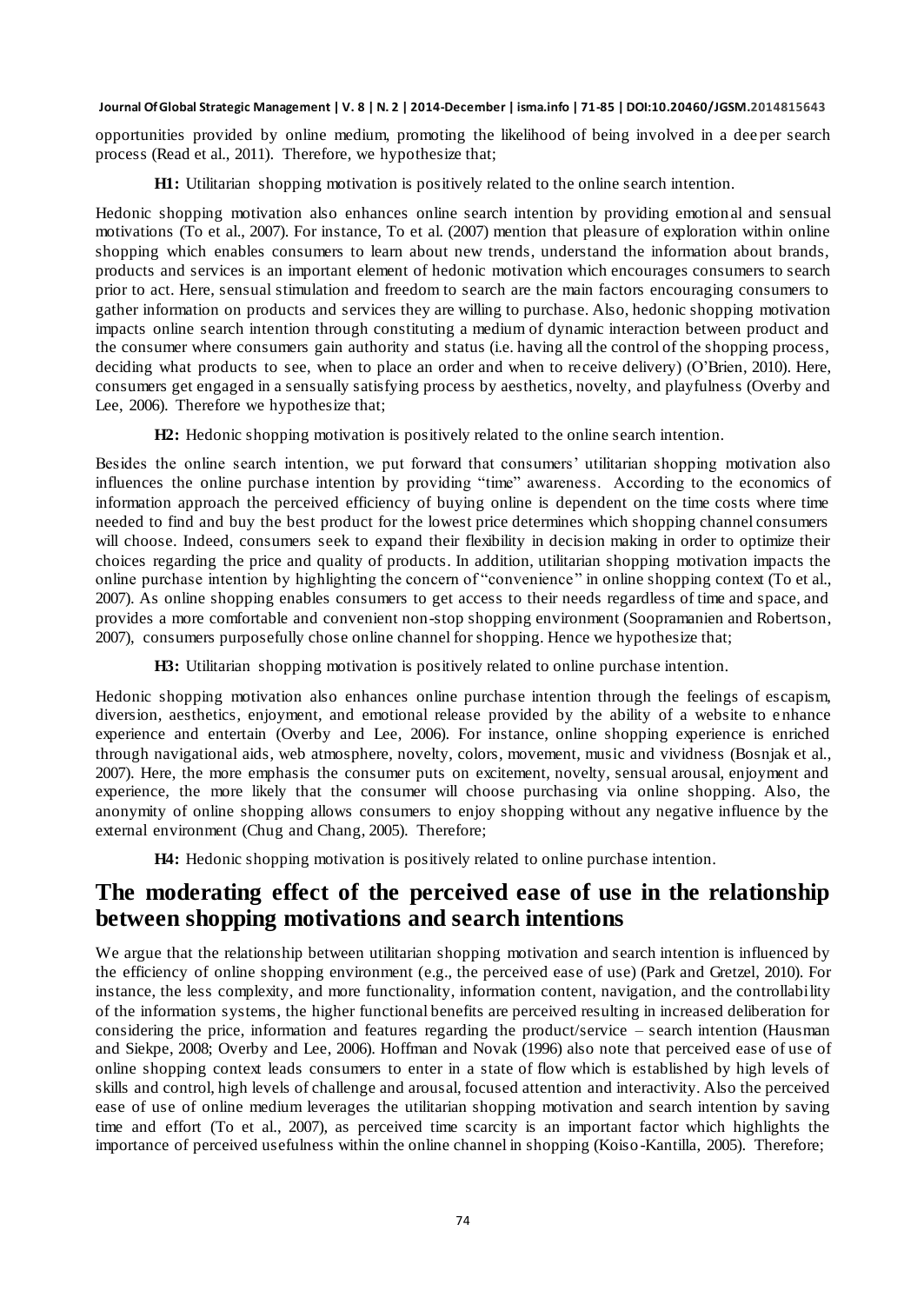opportunities provided by online medium, promoting the likelihood of being involved in a deeper search process (Read et al., 2011). Therefore, we hypothesize that;

**H1:** Utilitarian shopping motivation is positively related to the online search intention.

Hedonic shopping motivation also enhances online search intention by providing emotional and sensual motivations (To et al., 2007). For instance, To et al. (2007) mention that pleasure of exploration within online shopping which enables consumers to learn about new trends, understand the information about brands, products and services is an important element of hedonic motivation which encourages consumers to search prior to act. Here, sensual stimulation and freedom to search are the main factors encouraging consumers to gather information on products and services they are willing to purchase. Also, hedonic shopping motivation impacts online search intention through constituting a medium of dynamic interaction between product and the consumer where consumers gain authority and status (i.e. having all the control of the shopping process, deciding what products to see, when to place an order and when to receive delivery) (O'Brien, 2010). Here, consumers get engaged in a sensually satisfying process by aesthetics, novelty, and playfulness (Overby and Lee, 2006). Therefore we hypothesize that;

**H2:** Hedonic shopping motivation is positively related to the online search intention.

Besides the online search intention, we put forward that consumers' utilitarian shopping motivation also influences the online purchase intention by providing "time" awareness. According to the economics of information approach the perceived efficiency of buying online is dependent on the time costs where time needed to find and buy the best product for the lowest price determines which shopping channel consumers will choose. Indeed, consumers seek to expand their flexibility in decision making in order to optimize their choices regarding the price and quality of products. In addition, utilitarian shopping motivation impacts the online purchase intention by highlighting the concern of "convenience" in online shopping context (To et al., 2007). As online shopping enables consumers to get access to their needs regardless of time and space, and provides a more comfortable and convenient non-stop shopping environment (Soopramanien and Robertson, 2007), consumers purposefully chose online channel for shopping. Hence we hypothesize that;

**H3:** Utilitarian shopping motivation is positively related to online purchase intention.

Hedonic shopping motivation also enhances online purchase intention through the feelings of escapism, diversion, aesthetics, enjoyment, and emotional release provided by the ability of a website to enhance experience and entertain (Overby and Lee, 2006). For instance, online shopping experience is enriched through navigational aids, web atmosphere, novelty, colors, movement, music and vividness (Bosnjak et al., 2007). Here, the more emphasis the consumer puts on excitement, novelty, sensual arousal, enjoyment and experience, the more likely that the consumer will choose purchasing via online shopping. Also, the anonymity of online shopping allows consumers to enjoy shopping without any negative influence by the external environment (Chug and Chang, 2005). Therefore;

**H4:** Hedonic shopping motivation is positively related to online purchase intention.

## The moderating effect of the perceived ease of use in the relationship between shopping motivations and search intentions

We argue that the relationship between utilitarian shopping motivation and search intention is influenced by the efficiency of online shopping environment (e.g., the perceived ease of use) (Park and Gretzel, 2010). For instance, the less complexity, and more functionality, information content, navigation, and the controllability of the information systems, the higher functional benefits are perceived resulting in increased deliberation for considering the price, information and features regarding the product/service – search intention (Hausman and Siekpe, 2008; Overby and Lee, 2006). Hoffman and Novak (1996) also note that perceived ease of use of online shopping context leads consumers to enter in a state of flow which is established by high levels of skills and control, high levels of challenge and arousal, focused attention and interactivity. Also the perceived ease of use of online medium leverages the utilitarian shopping motivation and search intention by saving time and effort (To et al., 2007), as perceived time scarcity is an important factor which highlights the importance of perceived usefulness within the online channel in shopping (Koiso-Kantilla, 2005). Therefore;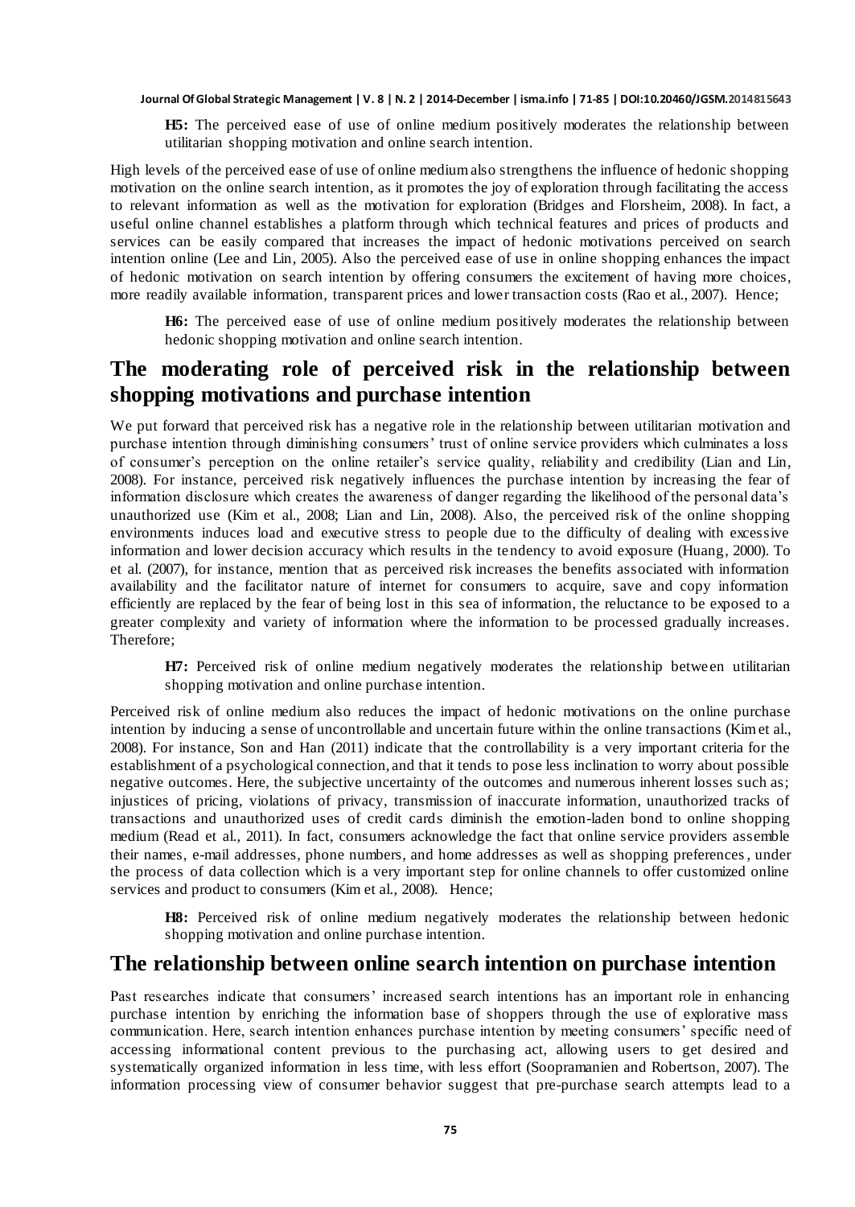**H5:** The perceived ease of use of online medium positively moderates the relationship between utilitarian shopping motivation and online search intention.

High levels of the perceived ease of use of online medium also strengthens the influence of hedonic shopping motivation on the online search intention, as it promotes the joy of exploration through facilitating the access to relevant information as well as the motivation for exploration (Bridges and Florsheim, 2008). In fact, a useful online channel establishes a platform through which technical features and prices of products and services can be easily compared that increases the impact of hedonic motivations perceived on search intention online (Lee and Lin, 2005). Also the perceived ease of use in online shopping enhances the impact of hedonic motivation on search intention by offering consumers the excitement of having more choices, more readily available information, transparent prices and lower transaction costs (Rao et al., 2007). Hence;

**H6:** The perceived ease of use of online medium positively moderates the relationship between hedonic shopping motivation and online search intention.

## The moderating role of perceived risk in the relationship between shopping motivations and purchase intention

We put forward that perceived risk has a negative role in the relationship between utilitarian motivation and purchase intention through diminishing consumers' trust of online service providers which culminates a loss of consumer's perception on the online retailer's service quality, reliability and credibility (Lian and Lin, 2008). For instance, perceived risk negatively influences the purchase intention by increasing the fear of information disclosure which creates the awareness of danger regarding the likelihood of the personal data's unauthorized use (Kim et al., 2008; Lian and Lin, 2008). Also, the perceived risk of the online shopping environments induces load and executive stress to people due to the difficulty of dealing with excessive information and lower decision accuracy which results in the tendency to avoid exposure (Huang, 2000). To et al. (2007), for instance, mention that as perceived risk increases the benefits associated with information availability and the facilitator nature of internet for consumers to acquire, save and copy information efficiently are replaced by the fear of being lost in this sea of information, the reluctance to be exposed to a greater complexity and variety of information where the information to be processed gradually increases. Therefore;

**H7:** Perceived risk of online medium negatively moderates the relationship between utilitarian shopping motivation and online purchase intention.

Perceived risk of online medium also reduces the impact of hedonic motivations on the online purchase intention by inducing a sense of uncontrollable and uncertain future within the online transactions (Kim et al., 2008). For instance, Son and Han (2011) indicate that the controllability is a very important criteria for the establishment of a psychological connection, and that it tends to pose less inclination to worry about possible negative outcomes. Here, the subjective uncertainty of the outcomes and numerous inherent losses such as; injustices of pricing, violations of privacy, transmission of inaccurate information, unauthorized tracks of transactions and unauthorized uses of credit cards diminish the emotion-laden bond to online shopping medium (Read et al., 2011). In fact, consumers acknowledge the fact that online service providers assemble their names, e-mail addresses, phone numbers, and home addresses as well as shopping preferences, under the process of data collection which is a very important step for online channels to offer customized online services and product to consumers (Kim et al., 2008). Hence;

**H8:** Perceived risk of online medium negatively moderates the relationship between hedonic shopping motivation and online purchase intention.

## The relationship between online search intention on purchase intention

Past researches indicate that consumers' increased search intentions has an important role in enhancing purchase intention by enriching the information base of shoppers through the use of explorative mass communication. Here, search intention enhances purchase intention by meeting consumers' specific need of accessing informational content previous to the purchasing act, allowing users to get desired and systematically organized information in less time, with less effort (Soopramanien and Robertson, 2007). The information processing view of consumer behavior suggest that pre-purchase search attempts lead to a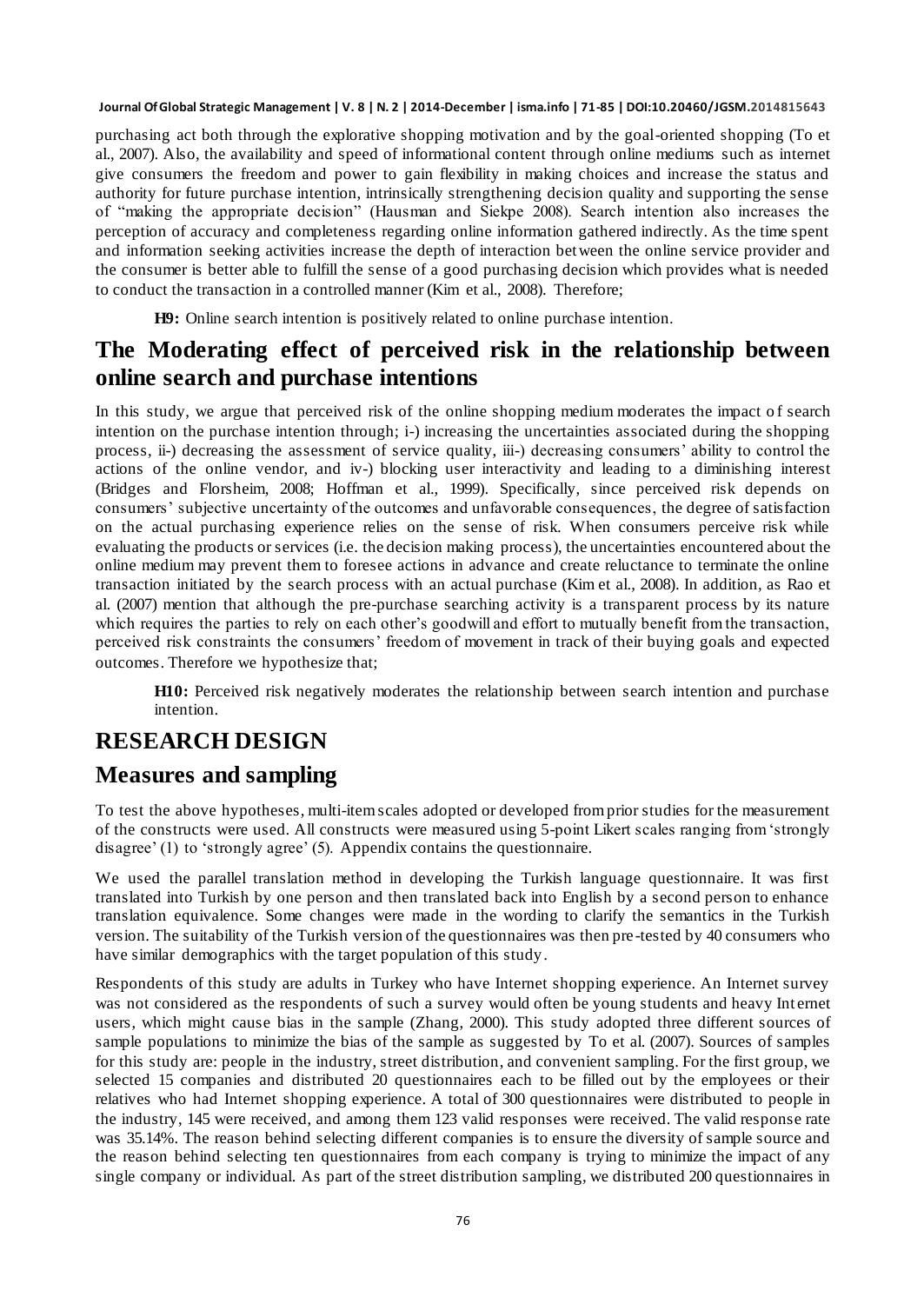purchasing act both through the explorative shopping motivation and by the goal-oriented shopping (To et al., 2007). Also, the availability and speed of informational content through online mediums such as internet give consumers the freedom and power to gain flexibility in making choices and increase the status and authority for future purchase intention, intrinsically strengthening decision quality and supporting the sense of "making the appropriate decision" (Hausman and Siekpe 2008). Search intention also increases the perception of accuracy and completeness regarding online information gathered indirectly. As the time spent and information seeking activities increase the depth of interaction between the online service provider and the consumer is better able to fulfill the sense of a good purchasing decision which provides what is needed to conduct the transaction in a controlled manner (Kim et al., 2008). Therefore;

**H9:** Online search intention is positively related to online purchase intention.

## The Moderating effect of perceived risk in the relationship between online search and purchase intentions

In this study, we argue that perceived risk of the online shopping medium moderates the impact of search intention on the purchase intention through; i-) increasing the uncertainties associated during the shopping process, ii-) decreasing the assessment of service quality, iii-) decreasing consumers' ability to control the actions of the online vendor, and iv-) blocking user interactivity and leading to a diminishing interest (Bridges and Florsheim, 2008; Hoffman et al., 1999). Specifically, since perceived risk depends on consumers' subjective uncertainty of the outcomes and unfavorable consequences, the degree of satisfaction on the actual purchasing experience relies on the sense of risk. When consumers perceive risk while evaluating the products or services (i.e. the decision making process), the uncertainties encountered about the online medium may prevent them to foresee actions in advance and create reluctance to terminate the online transaction initiated by the search process with an actual purchase (Kim et al., 2008). In addition, as Rao et al. (2007) mention that although the pre-purchase searching activity is a transparent process by its nature which requires the parties to rely on each other's goodwill and effort to mutually benefit from the transaction, perceived risk constraints the consumers' freedom of movement in track of their buying goals and expected outcomes. Therefore we hypothesize that;

**H10:** Perceived risk negatively moderates the relationship between search intention and purchase intention.

# RESEARCH DESIGN

## Measures and sampling

To test the above hypotheses, multi-item scales adopted or developed from prior studies for the measurement of the constructs were used. All constructs were measured using 5-point Likert scales ranging from 'strongly disagree' (1) to 'strongly agree' (5). Appendix contains the questionnaire.

We used the parallel translation method in developing the Turkish language questionnaire. It was first translated into Turkish by one person and then translated back into English by a second person to enhance translation equivalence. Some changes were made in the wording to clarify the semantics in the Turkish version. The suitability of the Turkish version of the questionnaires was then pre-tested by 40 consumers who have similar demographics with the target population of this study.

Respondents of this study are adults in Turkey who have Internet shopping experience. An Internet survey was not considered as the respondents of such a survey would often be young students and heavy Internet users, which might cause bias in the sample (Zhang, 2000). This study adopted three different sources of sample populations to minimize the bias of the sample as suggested by To et al. (2007). Sources of samples for this study are: people in the industry, street distribution, and convenient sampling. For the first group, we selected 15 companies and distributed 20 questionnaires each to be filled out by the employees or their relatives who had Internet shopping experience. A total of 300 questionnaires were distributed to people in the industry, 145 were received, and among them 123 valid responses were received. The valid response rate was 35.14%. The reason behind selecting different companies is to ensure the diversity of sample source and the reason behind selecting ten questionnaires from each company is trying to minimize the impact of any single company or individual. As part of the street distribution sampling, we distributed 200 questionnaires in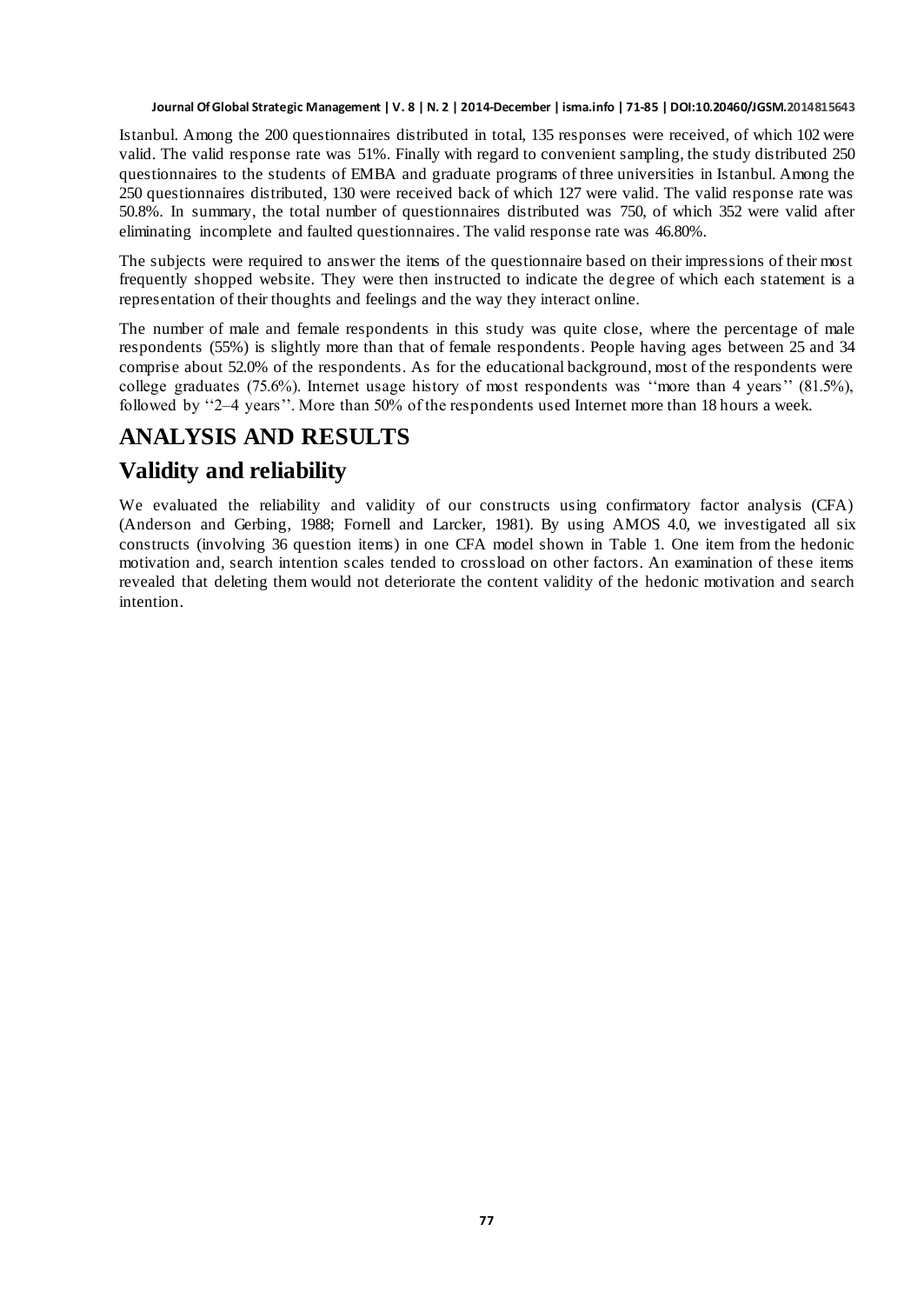Istanbul. Among the 200 questionnaires distributed in total, 135 responses were received, of which 102 were valid. The valid response rate was 51%. Finally with regard to convenient sampling, the study distributed 250 questionnaires to the students of EMBA and graduate programs of three universities in Istanbul. Among the 250 questionnaires distributed, 130 were received back of which 127 were valid. The valid response rate was 50.8%. In summary, the total number of questionnaires distributed was 750, of which 352 were valid after eliminating incomplete and faulted questionnaires. The valid response rate was 46.80%.

The subjects were required to answer the items of the questionnaire based on their impressions of their most frequently shopped website. They were then instructed to indicate the degree of which each statement is a representation of their thoughts and feelings and the way they interact online.

The number of male and female respondents in this study was quite close, where the percentage of male respondents (55%) is slightly more than that of female respondents. People having ages between 25 and 34 comprise about 52.0% of the respondents. As for the educational background, most of the respondents were college graduates (75.6%). Internet usage history of most respondents was ''more than 4 years'' (81.5%), followed by ''2–4 years''. More than 50% of the respondents used Internet more than 18 hours a week.

# ANALYSIS AND RESULTS

## Validity and reliability

We evaluated the reliability and validity of our constructs using confirmatory factor analysis (CFA) (Anderson and Gerbing, 1988; Fornell and Larcker, 1981). By using AMOS 4.0, we investigated all six constructs (involving 36 question items) in one CFA model shown in Table 1. One item from the hedonic motivation and, search intention scales tended to crossload on other factors. An examination of these items revealed that deleting them would not deteriorate the content validity of the hedonic motivation and search intention.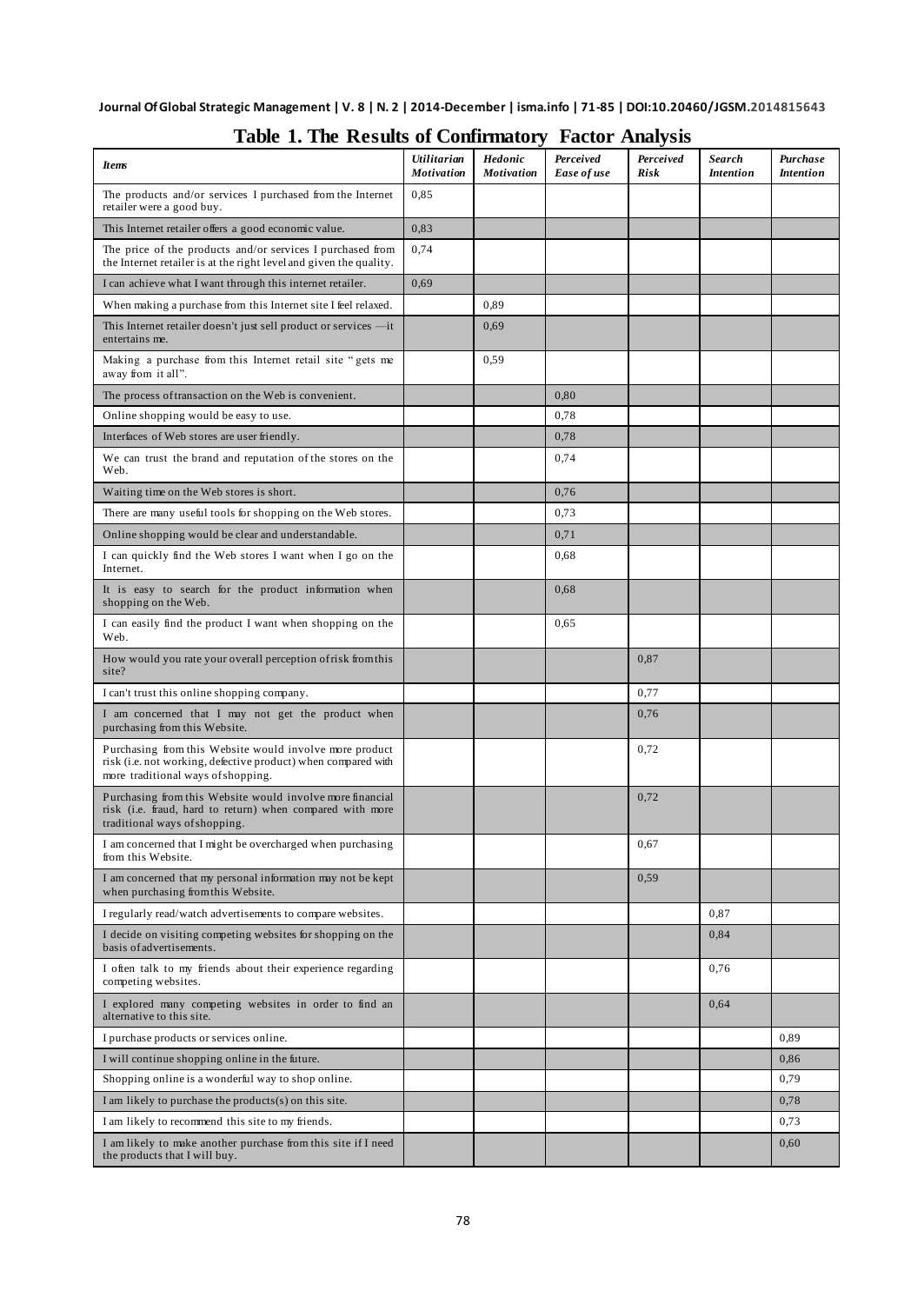**Table 1. The Results of Confirmatory Factor Analysis**

| *Items* | *Utilitarian Motivation* | *Hedonic Motivation* | *Perceived Ease of use* | *Perceived Risk* | *Search Intention* | *Purchase Intention* |
|---|---|---|---|---|---|---|
| The products and/or services I purchased from the Internet retailer were a good buy. | 0,85 | | | | | |
| This Internet retailer offers a good economic value. | 0,83 | | | | | |
| The price of the products and/or services I purchased from the Internet retailer is at the right level and given the quality. | 0,74 | | | | | |
| I can achieve what I want through this internet retailer. | 0,69 | | | | | |
| When making a purchase from this Internet site I feel relaxed. | | 0,89 | | | | |
| This Internet retailer doesn't just sell product or services —it entertains me. | | 0,69 | | | | |
| Making a purchase from this Internet retail site "gets me away from it all". | | 0,59 | | | | |
| The process of transaction on the Web is convenient. | | | 0,80 | | | |
| Online shopping would be easy to use. | | | 0,78 | | | |
| Interfaces of Web stores are user friendly. | | | 0,78 | | | |
| We can trust the brand and reputation of the stores on the Web. | | | 0,74 | | | |
| Waiting time on the Web stores is short. | | | 0,76 | | | |
| There are many useful tools for shopping on the Web stores. | | | 0,73 | | | |
| Online shopping would be clear and understandable. | | | 0,71 | | | |
| I can quickly find the Web stores I want when I go on the Internet. | | | 0,68 | | | |
| It is easy to search for the product information when shopping on the Web. | | | 0,68 | | | |
| I can easily find the product I want when shopping on the Web. | | | 0,65 | | | |
| How would you rate your overall perception of risk from this site? | | | | 0,87 | | |
| I can't trust this online shopping company. | | | | 0,77 | | |
| I am concerned that I may not get the product when purchasing from this Website. | | | | 0,76 | | |
| Purchasing from this Website would involve more product risk (i.e. not working, defective product) when compared with more traditional ways of shopping. | | | | 0,72 | | |
| Purchasing from this Website would involve more financial risk (i.e. fraud, hard to return) when compared with more traditional ways of shopping. | | | | 0,72 | | |
| I am concerned that I might be overcharged when purchasing from this Website. | | | | 0,67 | | |
| I am concerned that my personal information may not be kept when purchasing from this Website. | | | | 0,59 | | |
| I regularly read/watch advertisements to compare websites. | | | | | 0,87 | |
| I decide on visiting competing websites for shopping on the basis of advertisements. | | | | | 0,84 | |
| I often talk to my friends about their experience regarding competing websites. | | | | | 0,76 | |
| I explored many competing websites in order to find an alternative to this site. | | | | | 0,64 | |
| I purchase products or services online. | | | | | | 0,89 |
| I will continue shopping online in the future. | | | | | | 0,86 |
| Shopping online is a wonderful way to shop online. | | | | | | 0,79 |
| I am likely to purchase the products(s) on this site. | | | | | | 0,78 |
| I am likely to recommend this site to my friends. | | | | | | 0,73 |
| I am likely to make another purchase from this site if I need the products that I will buy. | | | | | | 0,60 |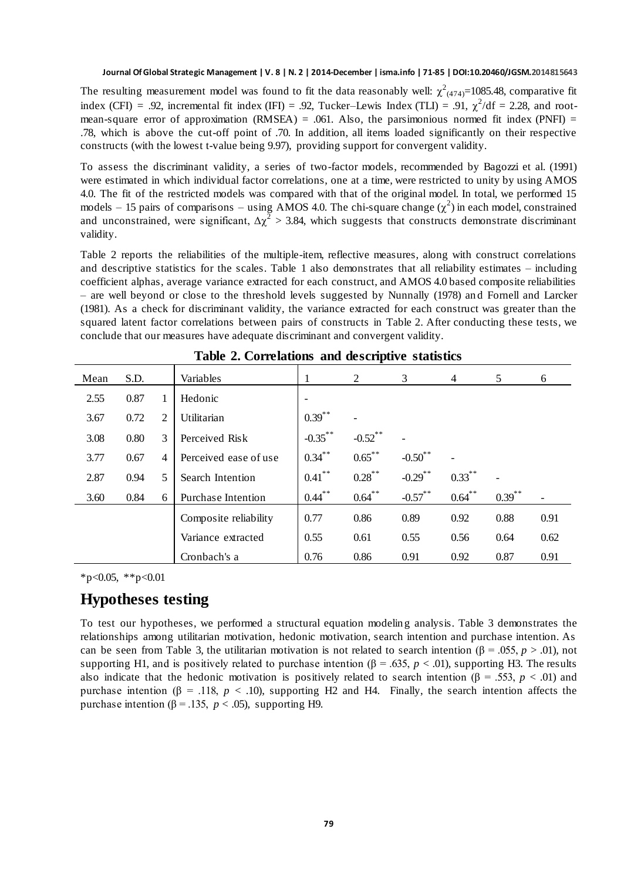The resulting measurement model was found to fit the data reasonably well: $\chi^2_{(474)}$=1085.48, comparative fit index (CFI) = .92, incremental fit index (IFI) = .92, Tucker–Lewis Index (TLI) = .91, $\chi^2$/df = 2.28, and root-mean-square error of approximation (RMSEA) = .061. Also, the parsimonious normed fit index (PNFI) = .78, which is above the cut-off point of .70. In addition, all items loaded significantly on their respective constructs (with the lowest t-value being 9.97), providing support for convergent validity.

To assess the discriminant validity, a series of two-factor models, recommended by Bagozzi et al. (1991) were estimated in which individual factor correlations, one at a time, were restricted to unity by using AMOS 4.0. The fit of the restricted models was compared with that of the original model. In total, we performed 15 models – 15 pairs of comparisons – using AMOS 4.0. The chi-square change ($\chi^2$) in each model, constrained and unconstrained, were significant, $\Delta\chi^2 > 3.84$, which suggests that constructs demonstrate discriminant validity.

Table 2 reports the reliabilities of the multiple-item, reflective measures, along with construct correlations and descriptive statistics for the scales. Table 1 also demonstrates that all reliability estimates – including coefficient alphas, average variance extracted for each construct, and AMOS 4.0 based composite reliabilities – are well beyond or close to the threshold levels suggested by Nunnally (1978) and Fornell and Larcker (1981). As a check for discriminant validity, the variance extracted for each construct was greater than the squared latent factor correlations between pairs of constructs in Table 2. After conducting these tests, we conclude that our measures have adequate discriminant and convergent validity.

**Table 2. Correlations and descriptive statistics**

| Mean | S.D. | | Variables | 1 | 2 | 3 | 4 | 5 | 6 |
|---|---|---|---|---|---|---|---|---|---|
| 2.55 | 0.87 | 1 | Hedonic | - | | | | | |
| 3.67 | 0.72 | 2 | Utilitarian | 0.39** | - | | | | |
| 3.08 | 0.80 | 3 | Perceived Risk | -0.35** | -0.52** | - | | | |
| 3.77 | 0.67 | 4 | Perceived ease of use | 0.34** | 0.65** | -0.50** | - | | |
| 2.87 | 0.94 | 5 | Search Intention | 0.41** | 0.28** | -0.29** | 0.33** | - | |
| 3.60 | 0.84 | 6 | Purchase Intention | 0.44** | 0.64** | -0.57** | 0.64** | 0.39** | - |
| | | | Composite reliability | 0.77 | 0.86 | 0.89 | 0.92 | 0.88 | 0.91 |
| | | | Variance extracted | 0.55 | 0.61 | 0.55 | 0.56 | 0.64 | 0.62 |
| | | | Cronbach's a | 0.76 | 0.86 | 0.91 | 0.92 | 0.87 | 0.91 |

*p<0.05, **p<0.01

## Hypotheses testing

To test our hypotheses, we performed a structural equation modeling analysis. Table 3 demonstrates the relationships among utilitarian motivation, hedonic motivation, search intention and purchase intention. As can be seen from Table 3, the utilitarian motivation is not related to search intention ($\beta$ = .055, $p$ > .01), not supporting H1, and is positively related to purchase intention ($\beta$ = .635, $p$ < .01), supporting H3. The results also indicate that the hedonic motivation is positively related to search intention ($\beta$ = .553, $p$ < .01) and purchase intention ($\beta$ = .118, $p$ < .10), supporting H2 and H4. Finally, the search intention affects the purchase intention ($\beta$ = .135, $p$ < .05), supporting H9.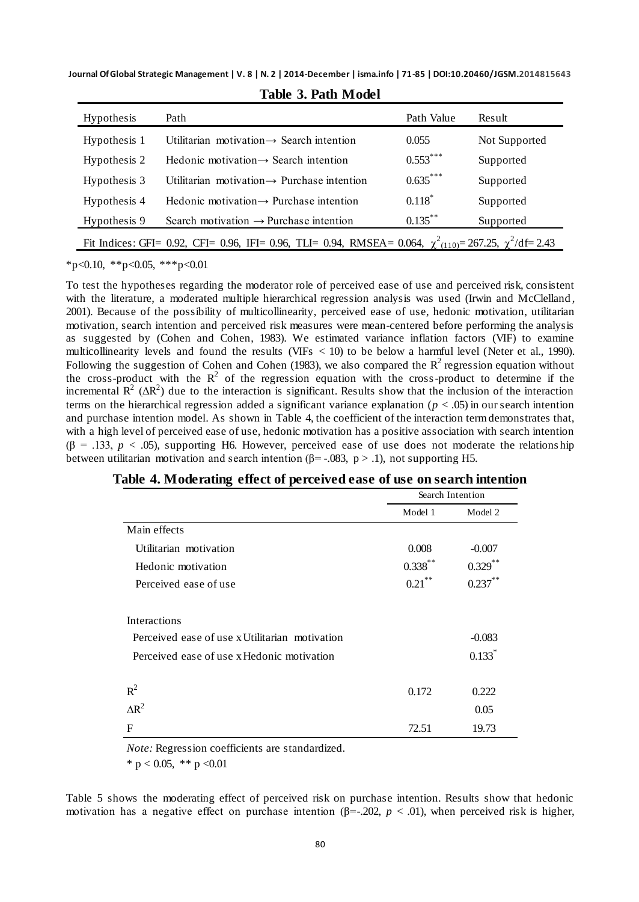**Table 3. Path Model**

| Hypothesis | Path | Path Value | Result |
|---|---|---|---|
| Hypothesis 1 | Utilitarian motivation→ Search intention | 0.055 | Not Supported |
| Hypothesis 2 | Hedonic motivation→ Search intention | 0.553*** | Supported |
| Hypothesis 3 | Utilitarian motivation→ Purchase intention | 0.635*** | Supported |
| Hypothesis 4 | Hedonic motivation→ Purchase intention | 0.118* | Supported |
| Hypothesis 9 | Search motivation → Purchase intention | 0.135** | Supported |
| Fit Indices: GFI= 0.92, CFI= 0.96, IFI= 0.96, TLI= 0.94, RMSEA= 0.064, $\chi^2_{(110)}$= 267.25, $\chi^2$/df= 2.43 | | | |

*p<0.10, **p<0.05, ***p<0.01

To test the hypotheses regarding the moderator role of perceived ease of use and perceived risk, consistent with the literature, a moderated multiple hierarchical regression analysis was used (Irwin and McClelland, 2001). Because of the possibility of multicollinearity, perceived ease of use, hedonic motivation, utilitarian motivation, search intention and perceived risk measures were mean-centered before performing the analysis as suggested by (Cohen and Cohen, 1983). We estimated variance inflation factors (VIF) to examine multicollinearity levels and found the results (VIFs < 10) to be below a harmful level (Neter et al., 1990). Following the suggestion of Cohen and Cohen (1983), we also compared the $R^2$ regression equation without the cross-product with the $R^2$ of the regression equation with the cross-product to determine if the incremental $R^2$ ($\Delta R^2$) due to the interaction is significant. Results show that the inclusion of the interaction terms on the hierarchical regression added a significant variance explanation ($p < .05$) in our search intention and purchase intention model. As shown in Table 4, the coefficient of the interaction term demonstrates that, with a high level of perceived ease of use, hedonic motivation has a positive association with search intention ($\beta = .133$, $p < .05$), supporting H6. However, perceived ease of use does not moderate the relationship between utilitarian motivation and search intention ($\beta = -.083$, $p > .1$), not supporting H5.

**Table 4. Moderating effect of perceived ease of use on search intention**

| | Search Intention | |
|---|---|---|
| | Model 1 | Model 2 |
| Main effects | | |
| Utilitarian motivation | 0.008 | -0.007 |
| Hedonic motivation | 0.338** | 0.329** |
| Perceived ease of use | 0.21** | 0.237** |
| Interactions | | |
| Perceived ease of use x Utilitarian motivation | | -0.083 |
| Perceived ease of use x Hedonic motivation | | 0.133* |
| $R^2$ | 0.172 | 0.222 |
| $\Delta R^2$ | | 0.05 |
| F | 72.51 | 19.73 |

*Note:* Regression coefficients are standardized.

* p < 0.05, ** p <0.01

Table 5 shows the moderating effect of perceived risk on purchase intention. Results show that hedonic motivation has a negative effect on purchase intention ($\beta = -.202$, $p < .01$), when perceived risk is higher,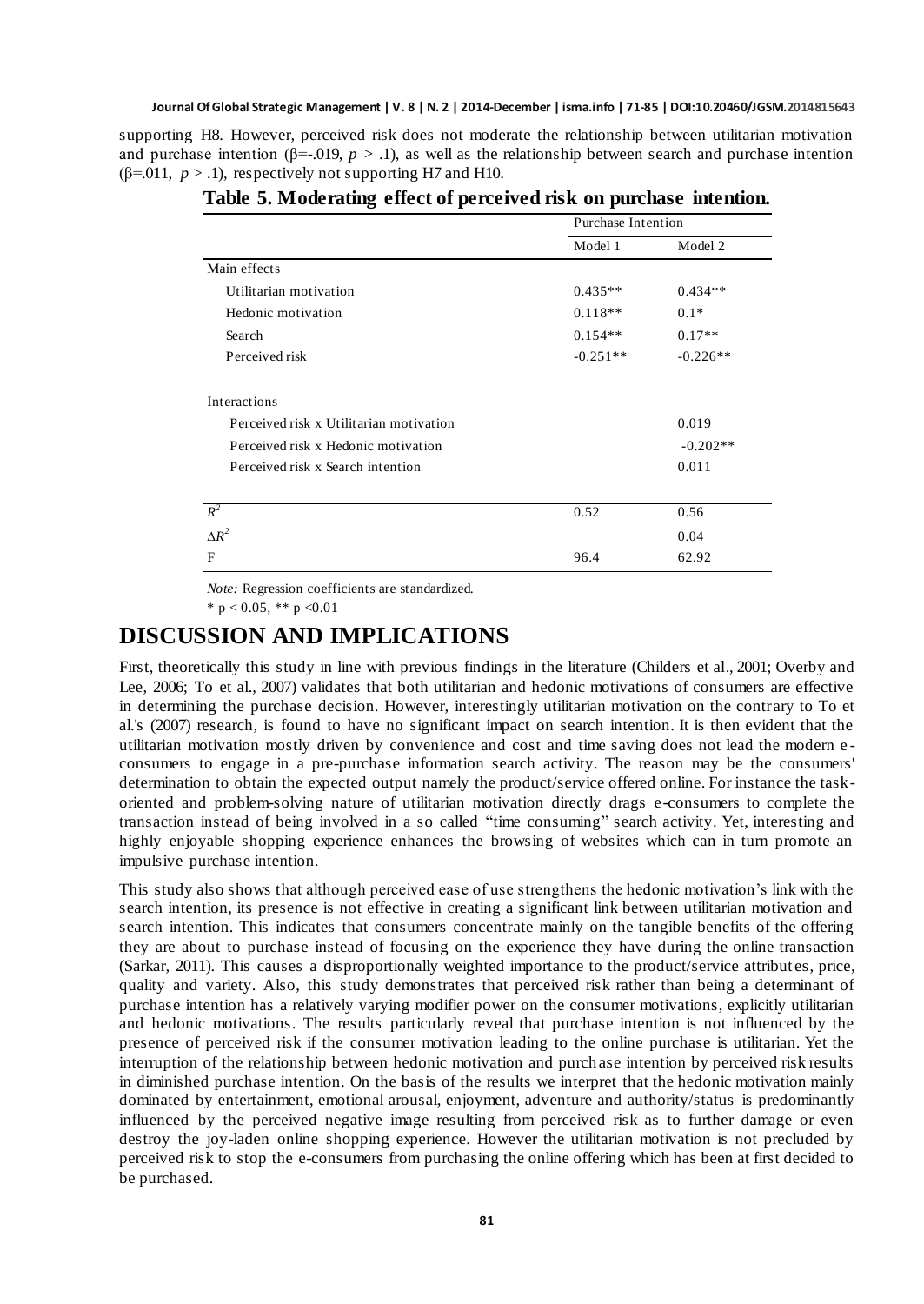supporting H8. However, perceived risk does not moderate the relationship between utilitarian motivation and purchase intention (β=-.019, $p > .1$), as well as the relationship between search and purchase intention (β=.011, $p > .1$), respectively not supporting H7 and H10.

**Table 5. Moderating effect of perceived risk on purchase intention.**

| | Purchase Intention | |
|---|---|---|
| | Model 1 | Model 2 |
| Main effects | | |
| Utilitarian motivation | 0.435** | 0.434** |
| Hedonic motivation | 0.118** | 0.1* |
| Search | 0.154** | 0.17** |
| Perceived risk | -0.251** | -0.226** |
| Interactions | | |
| Perceived risk x Utilitarian motivation | | 0.019 |
| Perceived risk x Hedonic motivation | | -0.202** |
| Perceived risk x Search intention | | 0.011 |
| $R^2$ | 0.52 | 0.56 |
| $\Delta R^2$ | | 0.04 |
| F | 96.4 | 62.92 |

*Note:* Regression coefficients are standardized.

\* $p < 0.05$, ** $p < 0.01$

# DISCUSSION AND IMPLICATIONS

First, theoretically this study in line with previous findings in the literature (Childers et al., 2001; Overby and Lee, 2006; To et al., 2007) validates that both utilitarian and hedonic motivations of consumers are effective in determining the purchase decision. However, interestingly utilitarian motivation on the contrary to To et al.'s (2007) research, is found to have no significant impact on search intention. It is then evident that the utilitarian motivation mostly driven by convenience and cost and time saving does not lead the modern e-consumers to engage in a pre-purchase information search activity. The reason may be the consumers' determination to obtain the expected output namely the product/service offered online. For instance the task-oriented and problem-solving nature of utilitarian motivation directly drags e-consumers to complete the transaction instead of being involved in a so called "time consuming" search activity. Yet, interesting and highly enjoyable shopping experience enhances the browsing of websites which can in turn promote an impulsive purchase intention.

This study also shows that although perceived ease of use strengthens the hedonic motivation's link with the search intention, its presence is not effective in creating a significant link between utilitarian motivation and search intention. This indicates that consumers concentrate mainly on the tangible benefits of the offering they are about to purchase instead of focusing on the experience they have during the online transaction (Sarkar, 2011). This causes a disproportionally weighted importance to the product/service attributes, price, quality and variety. Also, this study demonstrates that perceived risk rather than being a determinant of purchase intention has a relatively varying modifier power on the consumer motivations, explicitly utilitarian and hedonic motivations. The results particularly reveal that purchase intention is not influenced by the presence of perceived risk if the consumer motivation leading to the online purchase is utilitarian. Yet the interruption of the relationship between hedonic motivation and purchase intention by perceived risk results in diminished purchase intention. On the basis of the results we interpret that the hedonic motivation mainly dominated by entertainment, emotional arousal, enjoyment, adventure and authority/status is predominantly influenced by the perceived negative image resulting from perceived risk as to further damage or even destroy the joy-laden online shopping experience. However the utilitarian motivation is not precluded by perceived risk to stop the e-consumers from purchasing the online offering which has been at first decided to be purchased.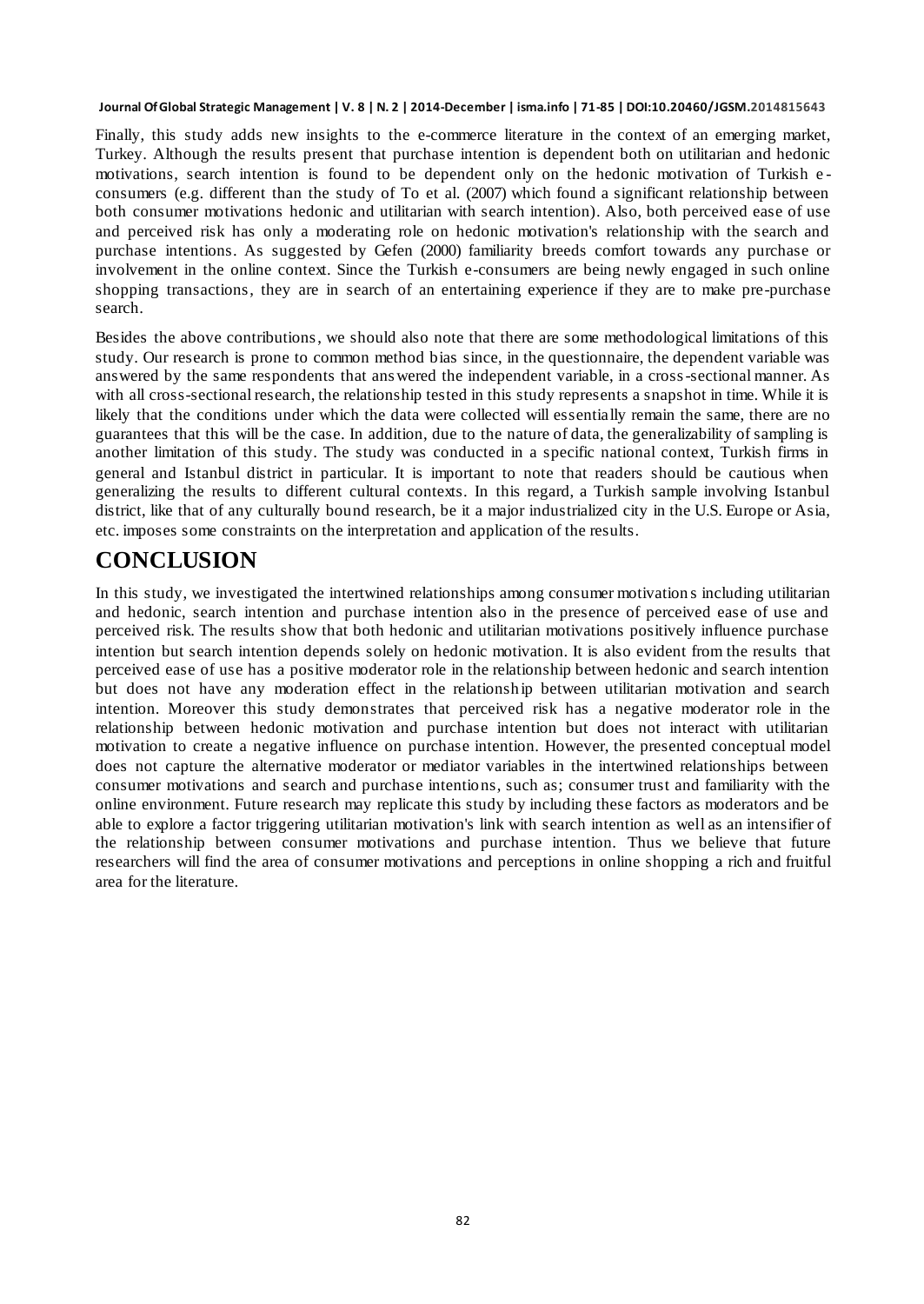Finally, this study adds new insights to the e-commerce literature in the context of an emerging market, Turkey. Although the results present that purchase intention is dependent both on utilitarian and hedonic motivations, search intention is found to be dependent only on the hedonic motivation of Turkish e-consumers (e.g. different than the study of To et al. (2007) which found a significant relationship between both consumer motivations hedonic and utilitarian with search intention). Also, both perceived ease of use and perceived risk has only a moderating role on hedonic motivation's relationship with the search and purchase intentions. As suggested by Gefen (2000) familiarity breeds comfort towards any purchase or involvement in the online context. Since the Turkish e-consumers are being newly engaged in such online shopping transactions, they are in search of an entertaining experience if they are to make pre-purchase search.

Besides the above contributions, we should also note that there are some methodological limitations of this study. Our research is prone to common method bias since, in the questionnaire, the dependent variable was answered by the same respondents that answered the independent variable, in a cross-sectional manner. As with all cross-sectional research, the relationship tested in this study represents a snapshot in time. While it is likely that the conditions under which the data were collected will essentially remain the same, there are no guarantees that this will be the case. In addition, due to the nature of data, the generalizability of sampling is another limitation of this study. The study was conducted in a specific national context, Turkish firms in general and Istanbul district in particular. It is important to note that readers should be cautious when generalizing the results to different cultural contexts. In this regard, a Turkish sample involving Istanbul district, like that of any culturally bound research, be it a major industrialized city in the U.S. Europe or Asia, etc. imposes some constraints on the interpretation and application of the results.

# CONCLUSION

In this study, we investigated the intertwined relationships among consumer motivations including utilitarian and hedonic, search intention and purchase intention also in the presence of perceived ease of use and perceived risk. The results show that both hedonic and utilitarian motivations positively influence purchase intention but search intention depends solely on hedonic motivation. It is also evident from the results that perceived ease of use has a positive moderator role in the relationship between hedonic and search intention but does not have any moderation effect in the relationship between utilitarian motivation and search intention. Moreover this study demonstrates that perceived risk has a negative moderator role in the relationship between hedonic motivation and purchase intention but does not interact with utilitarian motivation to create a negative influence on purchase intention. However, the presented conceptual model does not capture the alternative moderator or mediator variables in the intertwined relationships between consumer motivations and search and purchase intentions, such as; consumer trust and familiarity with the online environment. Future research may replicate this study by including these factors as moderators and be able to explore a factor triggering utilitarian motivation's link with search intention as well as an intensifier of the relationship between consumer motivations and purchase intention. Thus we believe that future researchers will find the area of consumer motivations and perceptions in online shopping a rich and fruitful area for the literature.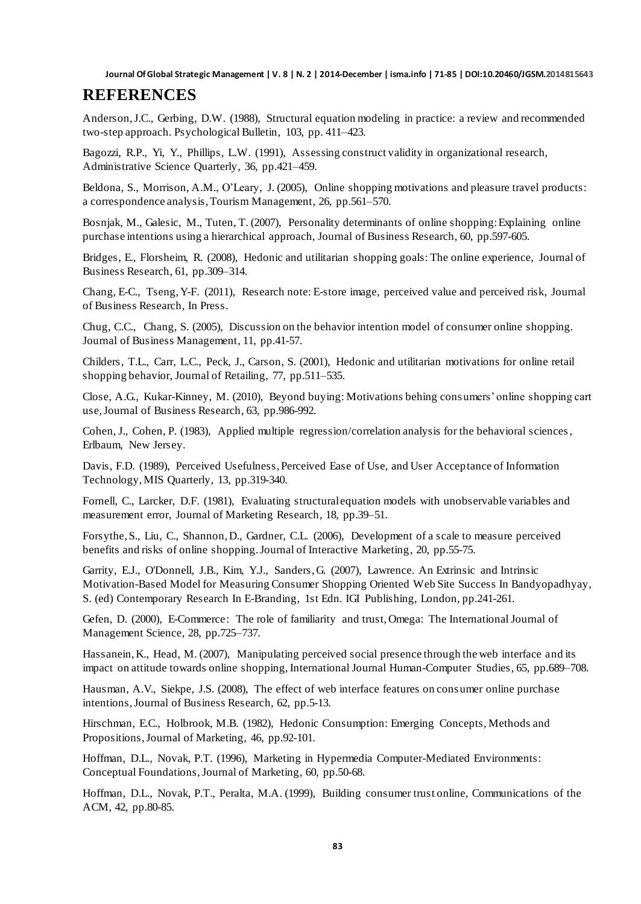## REFERENCES

Anderson, J.C., Gerbing, D.W. (1988), Structural equation modeling in practice: a review and recommended two-step approach. Psychological Bulletin, 103, pp. 411–423.

Bagozzi, R.P., Yi, Y., Phillips, L.W. (1991), Assessing construct validity in organizational research, Administrative Science Quarterly, 36, pp.421–459.

Beldona, S., Morrison, A.M., O'Leary, J. (2005), Online shopping motivations and pleasure travel products: a correspondence analysis, Tourism Management, 26, pp.561–570.

Bosnjak, M., Galesic, M., Tuten, T. (2007), Personality determinants of online shopping: Explaining online purchase intentions using a hierarchical approach, Journal of Business Research, 60, pp.597-605.

Bridges, E., Florsheim, R. (2008), Hedonic and utilitarian shopping goals: The online experience, Journal of Business Research, 61, pp.309–314.

Chang, E-C., Tseng, Y-F. (2011), Research note: E-store image, perceived value and perceived risk, Journal of Business Research, In Press.

Chug, C.C., Chang, S. (2005), Discussion on the behavior intention model of consumer online shopping. Journal of Business Management, 11, pp.41-57.

Childers, T.L., Carr, L.C., Peck, J., Carson, S. (2001), Hedonic and utilitarian motivations for online retail shopping behavior, Journal of Retailing, 77, pp.511–535.

Close, A.G., Kukar-Kinney, M. (2010), Beyond buying: Motivations behing consumers' online shopping cart use, Journal of Business Research, 63, pp.986-992.

Cohen, J., Cohen, P. (1983), Applied multiple regression/correlation analysis for the behavioral sciences, Erlbaum, New Jersey.

Davis, F.D. (1989), Perceived Usefulness, Perceived Ease of Use, and User Acceptance of Information Technology, MIS Quarterly, 13, pp.319-340.

Fornell, C., Larcker, D.F. (1981), Evaluating structural equation models with unobservable variables and measurement error, Journal of Marketing Research, 18, pp.39–51.

Forsythe, S., Liu, C., Shannon, D., Gardner, C.L. (2006), Development of a scale to measure perceived benefits and risks of online shopping. Journal of Interactive Marketing, 20, pp.55-75.

Garrity, E.J., O'Donnell, J.B., Kim, Y.J., Sanders, G. (2007), Lawrence. An Extrinsic and Intrinsic Motivation-Based Model for Measuring Consumer Shopping Oriented Web Site Success In Bandyopadhyay, S. (ed) Contemporary Research In E-Branding, 1st Edn. IGI Publishing, London, pp.241-261.

Gefen, D. (2000), E-Commerce: The role of familiarity and trust, Omega: The International Journal of Management Science, 28, pp.725–737.

Hassanein, K., Head, M. (2007), Manipulating perceived social presence through the web interface and its impact on attitude towards online shopping, International Journal Human-Computer Studies, 65, pp.689–708.

Hausman, A.V., Siekpe, J.S. (2008), The effect of web interface features on consumer online purchase intentions, Journal of Business Research, 62, pp.5-13.

Hirschman, E.C., Holbrook, M.B. (1982), Hedonic Consumption: Emerging Concepts, Methods and Propositions, Journal of Marketing, 46, pp.92-101.

Hoffman, D.L., Novak, P.T. (1996), Marketing in Hypermedia Computer-Mediated Environments: Conceptual Foundations, Journal of Marketing, 60, pp.50-68.

Hoffman, D.L., Novak, P.T., Peralta, M.A. (1999), Building consumer trust online, Communications of the ACM, 42, pp.80-85.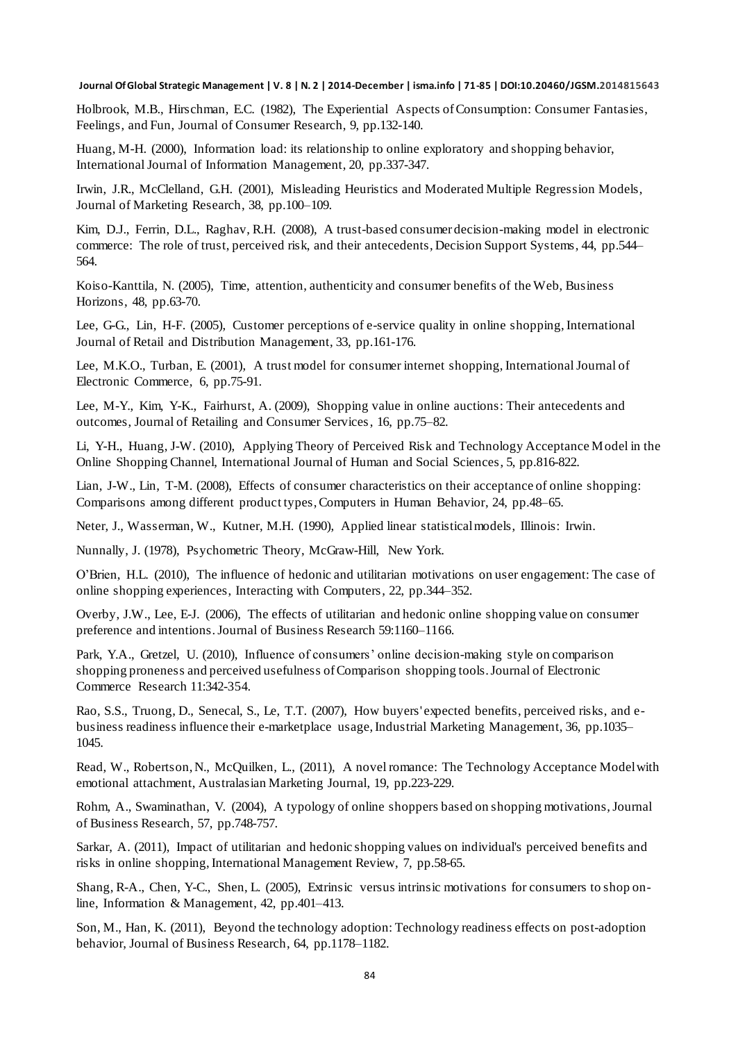Holbrook, M.B., Hirschman, E.C. (1982), The Experiential Aspects of Consumption: Consumer Fantasies, Feelings, and Fun, Journal of Consumer Research, 9, pp.132-140.

Huang, M-H. (2000), Information load: its relationship to online exploratory and shopping behavior, International Journal of Information Management, 20, pp.337-347.

Irwin, J.R., McClelland, G.H. (2001), Misleading Heuristics and Moderated Multiple Regression Models, Journal of Marketing Research, 38, pp.100–109.

Kim, D.J., Ferrin, D.L., Raghav, R.H. (2008), A trust-based consumer decision-making model in electronic commerce: The role of trust, perceived risk, and their antecedents, Decision Support Systems, 44, pp.544–564.

Koiso-Kanttila, N. (2005), Time, attention, authenticity and consumer benefits of the Web, Business Horizons, 48, pp.63-70.

Lee, G-G., Lin, H-F. (2005), Customer perceptions of e-service quality in online shopping, International Journal of Retail and Distribution Management, 33, pp.161-176.

Lee, M.K.O., Turban, E. (2001), A trust model for consumer internet shopping, International Journal of Electronic Commerce, 6, pp.75-91.

Lee, M-Y., Kim, Y-K., Fairhurst, A. (2009), Shopping value in online auctions: Their antecedents and outcomes, Journal of Retailing and Consumer Services, 16, pp.75–82.

Li, Y-H., Huang, J-W. (2010), Applying Theory of Perceived Risk and Technology Acceptance Model in the Online Shopping Channel, International Journal of Human and Social Sciences, 5, pp.816-822.

Lian, J-W., Lin, T-M. (2008), Effects of consumer characteristics on their acceptance of online shopping: Comparisons among different product types, Computers in Human Behavior, 24, pp.48–65.

Neter, J., Wasserman, W., Kutner, M.H. (1990), Applied linear statistical models, Illinois: Irwin.

Nunnally, J. (1978), Psychometric Theory, McGraw-Hill, New York.

O'Brien, H.L. (2010), The influence of hedonic and utilitarian motivations on user engagement: The case of online shopping experiences, Interacting with Computers, 22, pp.344–352.

Overby, J.W., Lee, E-J. (2006), The effects of utilitarian and hedonic online shopping value on consumer preference and intentions. Journal of Business Research 59:1160–1166.

Park, Y.A., Gretzel, U. (2010), Influence of consumers' online decision-making style on comparison shopping proneness and perceived usefulness of Comparison shopping tools. Journal of Electronic Commerce Research 11:342-354.

Rao, S.S., Truong, D., Senecal, S., Le, T.T. (2007), How buyers' expected benefits, perceived risks, and e-business readiness influence their e-marketplace usage, Industrial Marketing Management, 36, pp.1035–1045.

Read, W., Robertson, N., McQuilken, L., (2011), A novel romance: The Technology Acceptance Model with emotional attachment, Australasian Marketing Journal, 19, pp.223-229.

Rohm, A., Swaminathan, V. (2004), A typology of online shoppers based on shopping motivations, Journal of Business Research, 57, pp.748-757.

Sarkar, A. (2011), Impact of utilitarian and hedonic shopping values on individual's perceived benefits and risks in online shopping, International Management Review, 7, pp.58-65.

Shang, R-A., Chen, Y-C., Shen, L. (2005), Extrinsic versus intrinsic motivations for consumers to shop on-line, Information & Management, 42, pp.401–413.

Son, M., Han, K. (2011), Beyond the technology adoption: Technology readiness effects on post-adoption behavior, Journal of Business Research, 64, pp.1178–1182.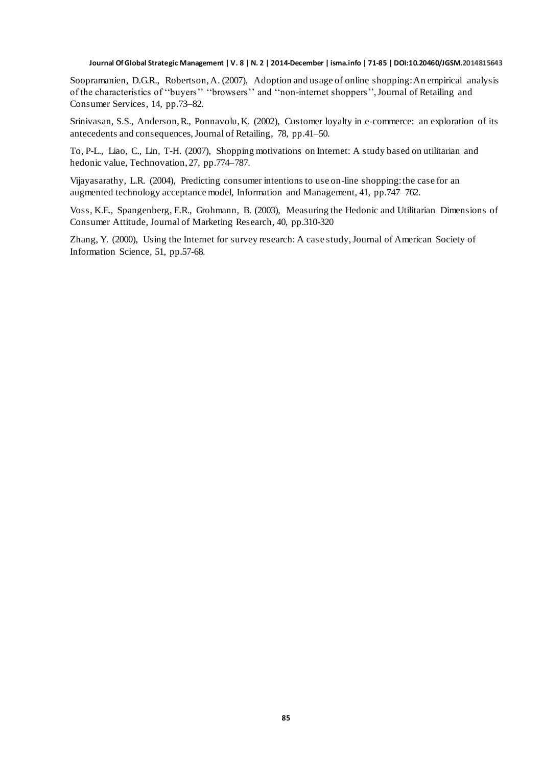Soopramanien, D.G.R., Robertson, A. (2007), Adoption and usage of online shopping: An empirical analysis of the characteristics of ''buyers'' ''browsers'' and ''non-internet shoppers'', Journal of Retailing and Consumer Services, 14, pp.73–82.

Srinivasan, S.S., Anderson, R., Ponnavolu, K. (2002), Customer loyalty in e-commerce: an exploration of its antecedents and consequences, Journal of Retailing, 78, pp.41–50.

To, P-L., Liao, C., Lin, T-H. (2007), Shopping motivations on Internet: A study based on utilitarian and hedonic value, Technovation, 27, pp.774–787.

Vijayasarathy, L.R. (2004), Predicting consumer intentions to use on-line shopping: the case for an augmented technology acceptance model, Information and Management, 41, pp.747–762.

Voss, K.E., Spangenberg, E.R., Grohmann, B. (2003), Measuring the Hedonic and Utilitarian Dimensions of Consumer Attitude, Journal of Marketing Research, 40, pp.310-320

Zhang, Y. (2000), Using the Internet for survey research: A case study, Journal of American Society of Information Science, 51, pp.57-68.